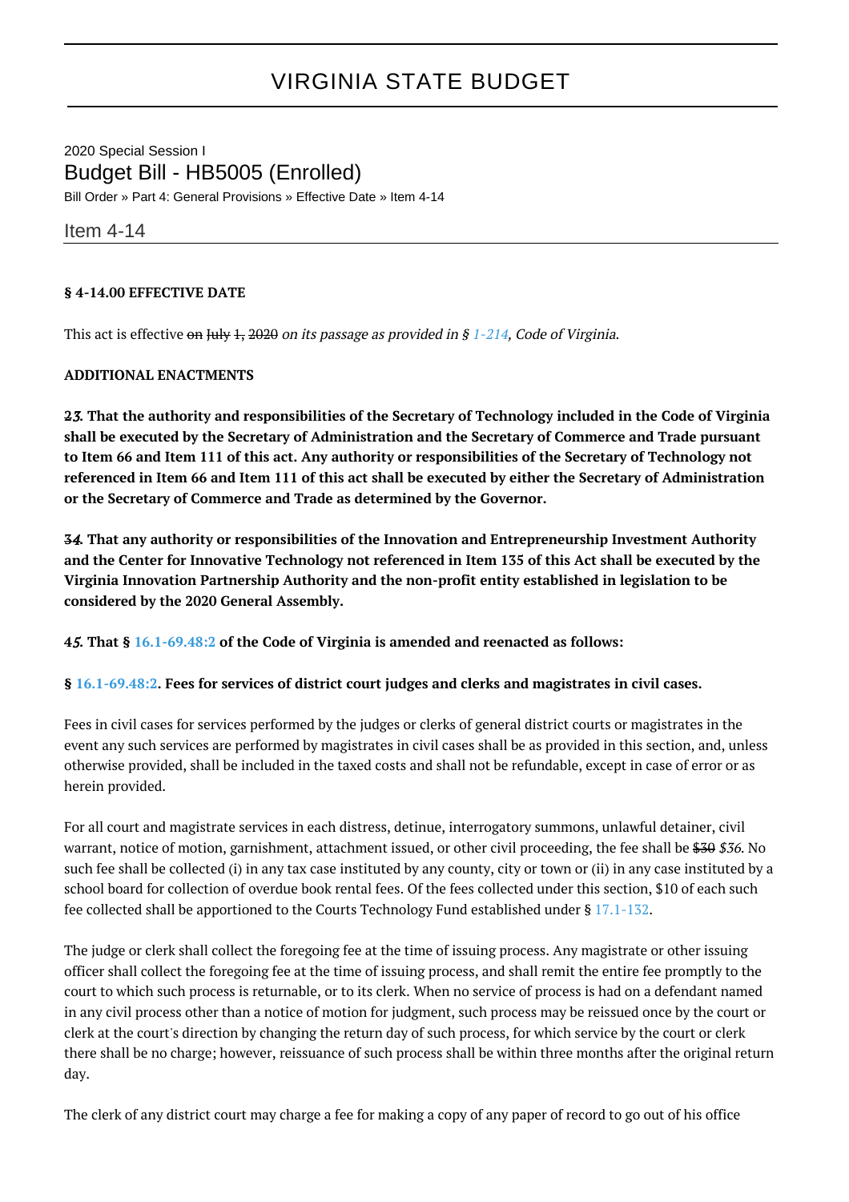# VIRGINIA STATE BUDGET

2020 Special Session I

## Budget Bill - HB5005 (Enrolled)

Bill Order » Part 4: General Provisions » Effective Date » Item 4-14

### Item 4-14

**§ 4-14.00 EFFECTIVE DATE**

This act is effective ~~on July 1, 2020~~ *on its passage as provided in § 1-214, Code of Virginia.*

**ADDITIONAL ENACTMENTS**

**~~2~~*3*. That the authority and responsibilities of the Secretary of Technology included in the Code of Virginia shall be executed by the Secretary of Administration and the Secretary of Commerce and Trade pursuant to Item 66 and Item 111 of this act. Any authority or responsibilities of the Secretary of Technology not referenced in Item 66 and Item 111 of this act shall be executed by either the Secretary of Administration or the Secretary of Commerce and Trade as determined by the Governor.**

**~~3~~*4*. That any authority or responsibilities of the Innovation and Entrepreneurship Investment Authority and the Center for Innovative Technology not referenced in Item 135 of this Act shall be executed by the Virginia Innovation Partnership Authority and the non-profit entity established in legislation to be considered by the 2020 General Assembly.**

**~~4~~*5*. That § 16.1-69.48:2 of the Code of Virginia is amended and reenacted as follows:**

**§ 16.1-69.48:2. Fees for services of district court judges and clerks and magistrates in civil cases.**

Fees in civil cases for services performed by the judges or clerks of general district courts or magistrates in the event any such services are performed by magistrates in civil cases shall be as provided in this section, and, unless otherwise provided, shall be included in the taxed costs and shall not be refundable, except in case of error or as herein provided.

For all court and magistrate services in each distress, detinue, interrogatory summons, unlawful detainer, civil warrant, notice of motion, garnishment, attachment issued, or other civil proceeding, the fee shall be ~~$30~~ *$36*. No such fee shall be collected (i) in any tax case instituted by any county, city or town or (ii) in any case instituted by a school board for collection of overdue book rental fees. Of the fees collected under this section, $10 of each such fee collected shall be apportioned to the Courts Technology Fund established under § 17.1-132.

The judge or clerk shall collect the foregoing fee at the time of issuing process. Any magistrate or other issuing officer shall collect the foregoing fee at the time of issuing process, and shall remit the entire fee promptly to the court to which such process is returnable, or to its clerk. When no service of process is had on a defendant named in any civil process other than a notice of motion for judgment, such process may be reissued once by the court or clerk at the court's direction by changing the return day of such process, for which service by the court or clerk there shall be no charge; however, reissuance of such process shall be within three months after the original return day.

The clerk of any district court may charge a fee for making a copy of any paper of record to go out of his office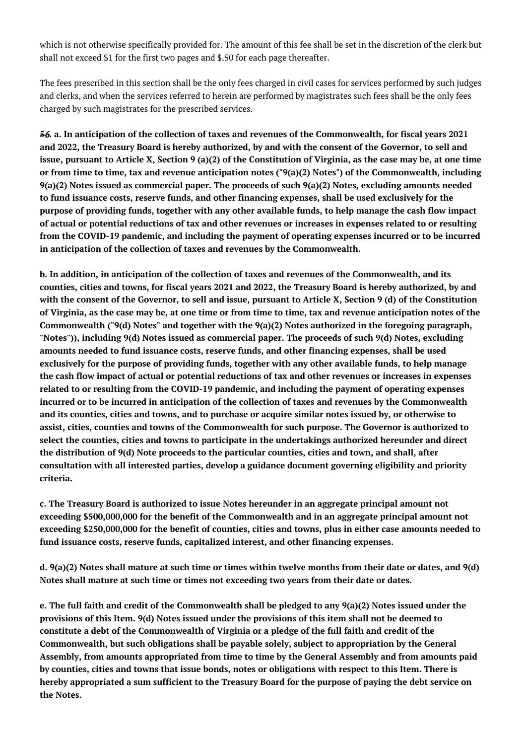which is not otherwise specifically provided for. The amount of this fee shall be set in the discretion of the clerk but shall not exceed $1 for the first two pages and $.50 for each page thereafter.

The fees prescribed in this section shall be the only fees charged in civil cases for services performed by such judges and clerks, and when the services referred to herein are performed by magistrates such fees shall be the only fees charged by such magistrates for the prescribed services.

~~5~~6. **a. In anticipation of the collection of taxes and revenues of the Commonwealth, for fiscal years 2021 and 2022, the Treasury Board is hereby authorized, by and with the consent of the Governor, to sell and issue, pursuant to Article X, Section 9 (a)(2) of the Constitution of Virginia, as the case may be, at one time or from time to time, tax and revenue anticipation notes ("9(a)(2) Notes") of the Commonwealth, including 9(a)(2) Notes issued as commercial paper. The proceeds of such 9(a)(2) Notes, excluding amounts needed to fund issuance costs, reserve funds, and other financing expenses, shall be used exclusively for the purpose of providing funds, together with any other available funds, to help manage the cash flow impact of actual or potential reductions of tax and other revenues or increases in expenses related to or resulting from the COVID-19 pandemic, and including the payment of operating expenses incurred or to be incurred in anticipation of the collection of taxes and revenues by the Commonwealth.**

**b. In addition, in anticipation of the collection of taxes and revenues of the Commonwealth, and its counties, cities and towns, for fiscal years 2021 and 2022, the Treasury Board is hereby authorized, by and with the consent of the Governor, to sell and issue, pursuant to Article X, Section 9 (d) of the Constitution of Virginia, as the case may be, at one time or from time to time, tax and revenue anticipation notes of the Commonwealth ("9(d) Notes" and together with the 9(a)(2) Notes authorized in the foregoing paragraph, "Notes")), including 9(d) Notes issued as commercial paper. The proceeds of such 9(d) Notes, excluding amounts needed to fund issuance costs, reserve funds, and other financing expenses, shall be used exclusively for the purpose of providing funds, together with any other available funds, to help manage the cash flow impact of actual or potential reductions of tax and other revenues or increases in expenses related to or resulting from the COVID-19 pandemic, and including the payment of operating expenses incurred or to be incurred in anticipation of the collection of taxes and revenues by the Commonwealth and its counties, cities and towns, and to purchase or acquire similar notes issued by, or otherwise to assist, cities, counties and towns of the Commonwealth for such purpose. The Governor is authorized to select the counties, cities and towns to participate in the undertakings authorized hereunder and direct the distribution of 9(d) Note proceeds to the particular counties, cities and town, and shall, after consultation with all interested parties, develop a guidance document governing eligibility and priority criteria.**

**c. The Treasury Board is authorized to issue Notes hereunder in an aggregate principal amount not exceeding $500,000,000 for the benefit of the Commonwealth and in an aggregate principal amount not exceeding $250,000,000 for the benefit of counties, cities and towns, plus in either case amounts needed to fund issuance costs, reserve funds, capitalized interest, and other financing expenses.**

**d. 9(a)(2) Notes shall mature at such time or times within twelve months from their date or dates, and 9(d) Notes shall mature at such time or times not exceeding two years from their date or dates.**

**e. The full faith and credit of the Commonwealth shall be pledged to any 9(a)(2) Notes issued under the provisions of this Item. 9(d) Notes issued under the provisions of this item shall not be deemed to constitute a debt of the Commonwealth of Virginia or a pledge of the full faith and credit of the Commonwealth, but such obligations shall be payable solely, subject to appropriation by the General Assembly, from amounts appropriated from time to time by the General Assembly and from amounts paid by counties, cities and towns that issue bonds, notes or obligations with respect to this Item. There is hereby appropriated a sum sufficient to the Treasury Board for the purpose of paying the debt service on the Notes.**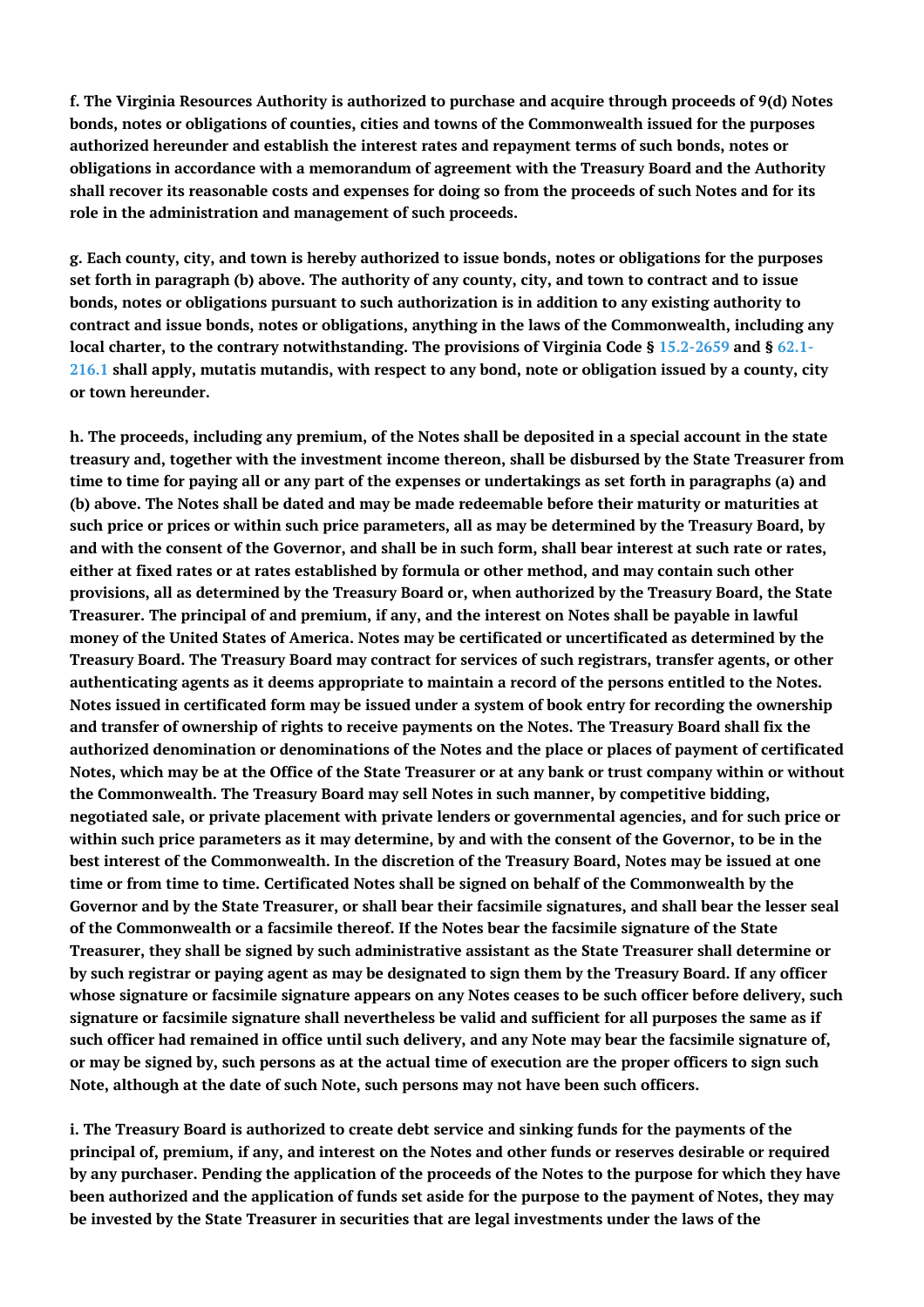**f. The Virginia Resources Authority is authorized to purchase and acquire through proceeds of 9(d) Notes bonds, notes or obligations of counties, cities and towns of the Commonwealth issued for the purposes authorized hereunder and establish the interest rates and repayment terms of such bonds, notes or obligations in accordance with a memorandum of agreement with the Treasury Board and the Authority shall recover its reasonable costs and expenses for doing so from the proceeds of such Notes and for its role in the administration and management of such proceeds.**

**g. Each county, city, and town is hereby authorized to issue bonds, notes or obligations for the purposes set forth in paragraph (b) above. The authority of any county, city, and town to contract and to issue bonds, notes or obligations pursuant to such authorization is in addition to any existing authority to contract and issue bonds, notes or obligations, anything in the laws of the Commonwealth, including any local charter, to the contrary notwithstanding. The provisions of Virginia Code § 15.2-2659 and § 62.1-216.1 shall apply, mutatis mutandis, with respect to any bond, note or obligation issued by a county, city or town hereunder.**

**h. The proceeds, including any premium, of the Notes shall be deposited in a special account in the state treasury and, together with the investment income thereon, shall be disbursed by the State Treasurer from time to time for paying all or any part of the expenses or undertakings as set forth in paragraphs (a) and (b) above. The Notes shall be dated and may be made redeemable before their maturity or maturities at such price or prices or within such price parameters, all as may be determined by the Treasury Board, by and with the consent of the Governor, and shall be in such form, shall bear interest at such rate or rates, either at fixed rates or at rates established by formula or other method, and may contain such other provisions, all as determined by the Treasury Board or, when authorized by the Treasury Board, the State Treasurer. The principal of and premium, if any, and the interest on Notes shall be payable in lawful money of the United States of America. Notes may be certificated or uncertificated as determined by the Treasury Board. The Treasury Board may contract for services of such registrars, transfer agents, or other authenticating agents as it deems appropriate to maintain a record of the persons entitled to the Notes. Notes issued in certificated form may be issued under a system of book entry for recording the ownership and transfer of ownership of rights to receive payments on the Notes. The Treasury Board shall fix the authorized denomination or denominations of the Notes and the place or places of payment of certificated Notes, which may be at the Office of the State Treasurer or at any bank or trust company within or without the Commonwealth. The Treasury Board may sell Notes in such manner, by competitive bidding, negotiated sale, or private placement with private lenders or governmental agencies, and for such price or within such price parameters as it may determine, by and with the consent of the Governor, to be in the best interest of the Commonwealth. In the discretion of the Treasury Board, Notes may be issued at one time or from time to time. Certificated Notes shall be signed on behalf of the Commonwealth by the Governor and by the State Treasurer, or shall bear their facsimile signatures, and shall bear the lesser seal of the Commonwealth or a facsimile thereof. If the Notes bear the facsimile signature of the State Treasurer, they shall be signed by such administrative assistant as the State Treasurer shall determine or by such registrar or paying agent as may be designated to sign them by the Treasury Board. If any officer whose signature or facsimile signature appears on any Notes ceases to be such officer before delivery, such signature or facsimile signature shall nevertheless be valid and sufficient for all purposes the same as if such officer had remained in office until such delivery, and any Note may bear the facsimile signature of, or may be signed by, such persons as at the actual time of execution are the proper officers to sign such Note, although at the date of such Note, such persons may not have been such officers.**

**i. The Treasury Board is authorized to create debt service and sinking funds for the payments of the principal of, premium, if any, and interest on the Notes and other funds or reserves desirable or required by any purchaser. Pending the application of the proceeds of the Notes to the purpose for which they have been authorized and the application of funds set aside for the purpose to the payment of Notes, they may be invested by the State Treasurer in securities that are legal investments under the laws of the**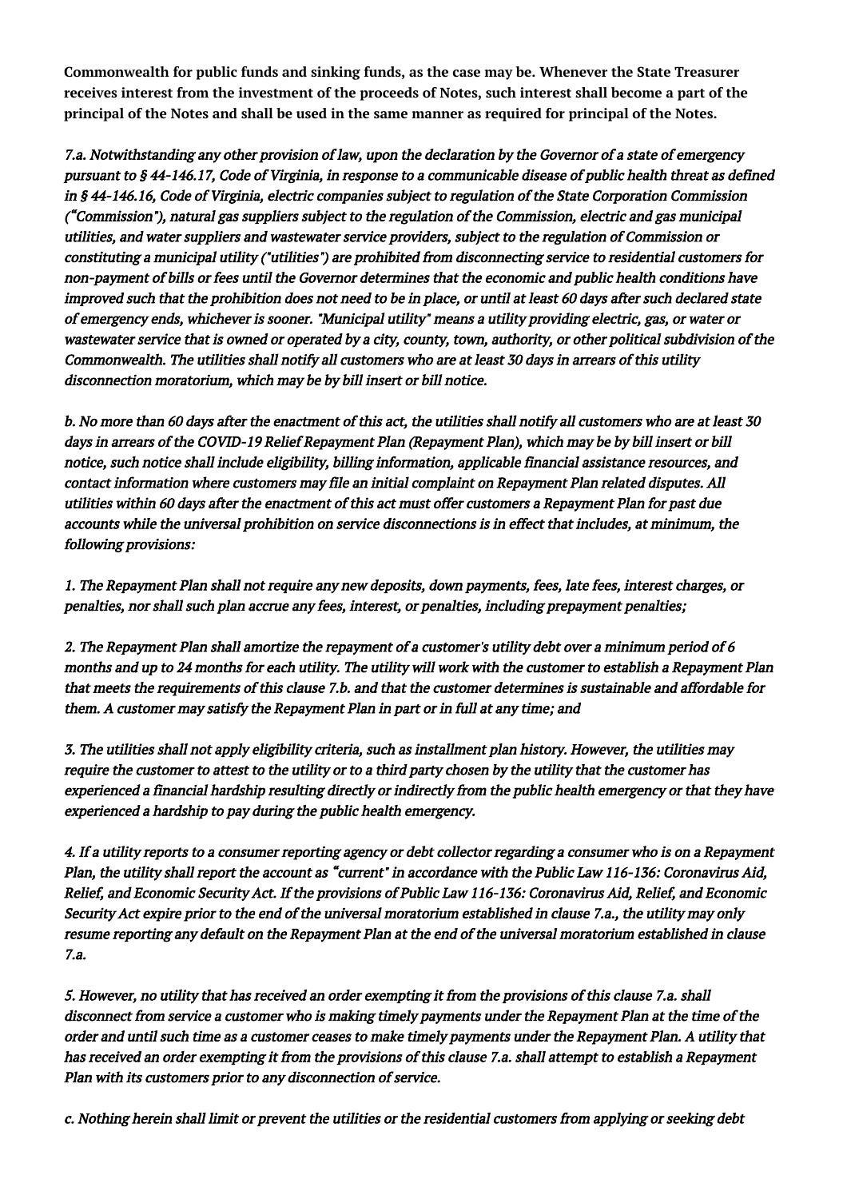**Commonwealth for public funds and sinking funds, as the case may be. Whenever the State Treasurer receives interest from the investment of the proceeds of Notes, such interest shall become a part of the principal of the Notes and shall be used in the same manner as required for principal of the Notes.**

*7.a. Notwithstanding any other provision of law, upon the declaration by the Governor of a state of emergency pursuant to § 44-146.17, Code of Virginia, in response to a communicable disease of public health threat as defined in § 44-146.16, Code of Virginia, electric companies subject to regulation of the State Corporation Commission ("Commission"), natural gas suppliers subject to the regulation of the Commission, electric and gas municipal utilities, and water suppliers and wastewater service providers, subject to the regulation of Commission or constituting a municipal utility ("utilities") are prohibited from disconnecting service to residential customers for non-payment of bills or fees until the Governor determines that the economic and public health conditions have improved such that the prohibition does not need to be in place, or until at least 60 days after such declared state of emergency ends, whichever is sooner. "Municipal utility" means a utility providing electric, gas, or water or wastewater service that is owned or operated by a city, county, town, authority, or other political subdivision of the Commonwealth. The utilities shall notify all customers who are at least 30 days in arrears of this utility disconnection moratorium, which may be by bill insert or bill notice.*

*b. No more than 60 days after the enactment of this act, the utilities shall notify all customers who are at least 30 days in arrears of the COVID-19 Relief Repayment Plan (Repayment Plan), which may be by bill insert or bill notice, such notice shall include eligibility, billing information, applicable financial assistance resources, and contact information where customers may file an initial complaint on Repayment Plan related disputes. All utilities within 60 days after the enactment of this act must offer customers a Repayment Plan for past due accounts while the universal prohibition on service disconnections is in effect that includes, at minimum, the following provisions:*

*1. The Repayment Plan shall not require any new deposits, down payments, fees, late fees, interest charges, or penalties, nor shall such plan accrue any fees, interest, or penalties, including prepayment penalties;*

*2. The Repayment Plan shall amortize the repayment of a customer's utility debt over a minimum period of 6 months and up to 24 months for each utility. The utility will work with the customer to establish a Repayment Plan that meets the requirements of this clause 7.b. and that the customer determines is sustainable and affordable for them. A customer may satisfy the Repayment Plan in part or in full at any time; and*

*3. The utilities shall not apply eligibility criteria, such as installment plan history. However, the utilities may require the customer to attest to the utility or to a third party chosen by the utility that the customer has experienced a financial hardship resulting directly or indirectly from the public health emergency or that they have experienced a hardship to pay during the public health emergency.*

*4. If a utility reports to a consumer reporting agency or debt collector regarding a consumer who is on a Repayment Plan, the utility shall report the account as "current" in accordance with the Public Law 116-136: Coronavirus Aid, Relief, and Economic Security Act. If the provisions of Public Law 116-136: Coronavirus Aid, Relief, and Economic Security Act expire prior to the end of the universal moratorium established in clause 7.a., the utility may only resume reporting any default on the Repayment Plan at the end of the universal moratorium established in clause 7.a.*

*5. However, no utility that has received an order exempting it from the provisions of this clause 7.a. shall disconnect from service a customer who is making timely payments under the Repayment Plan at the time of the order and until such time as a customer ceases to make timely payments under the Repayment Plan. A utility that has received an order exempting it from the provisions of this clause 7.a. shall attempt to establish a Repayment Plan with its customers prior to any disconnection of service.*

*c. Nothing herein shall limit or prevent the utilities or the residential customers from applying or seeking debt*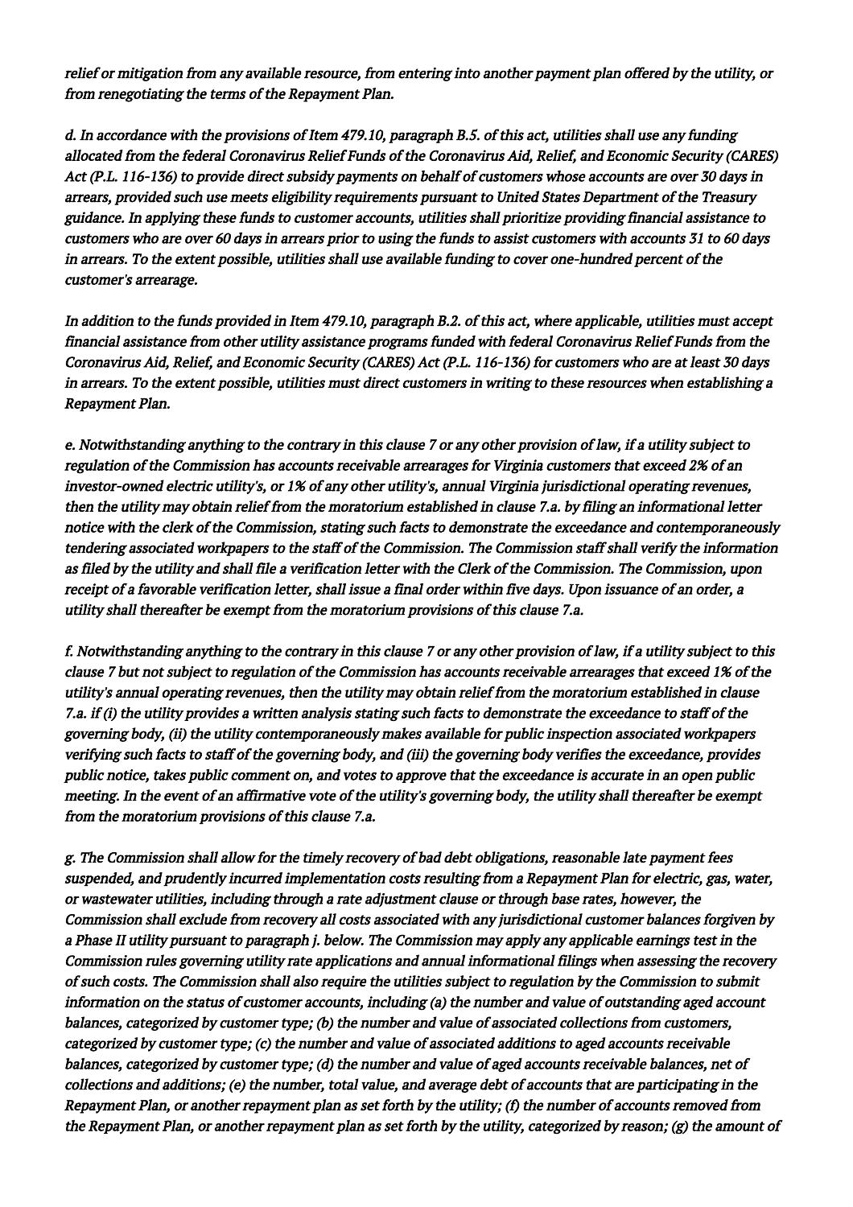*relief or mitigation from any available resource, from entering into another payment plan offered by the utility, or from renegotiating the terms of the Repayment Plan.*

*d. In accordance with the provisions of Item 479.10, paragraph B.5. of this act, utilities shall use any funding allocated from the federal Coronavirus Relief Funds of the Coronavirus Aid, Relief, and Economic Security (CARES) Act (P.L. 116-136) to provide direct subsidy payments on behalf of customers whose accounts are over 30 days in arrears, provided such use meets eligibility requirements pursuant to United States Department of the Treasury guidance. In applying these funds to customer accounts, utilities shall prioritize providing financial assistance to customers who are over 60 days in arrears prior to using the funds to assist customers with accounts 31 to 60 days in arrears. To the extent possible, utilities shall use available funding to cover one-hundred percent of the customer's arrearage.*

*In addition to the funds provided in Item 479.10, paragraph B.2. of this act, where applicable, utilities must accept financial assistance from other utility assistance programs funded with federal Coronavirus Relief Funds from the Coronavirus Aid, Relief, and Economic Security (CARES) Act (P.L. 116-136) for customers who are at least 30 days in arrears. To the extent possible, utilities must direct customers in writing to these resources when establishing a Repayment Plan.*

*e. Notwithstanding anything to the contrary in this clause 7 or any other provision of law, if a utility subject to regulation of the Commission has accounts receivable arrearages for Virginia customers that exceed 2% of an investor-owned electric utility's, or 1% of any other utility's, annual Virginia jurisdictional operating revenues, then the utility may obtain relief from the moratorium established in clause 7.a. by filing an informational letter notice with the clerk of the Commission, stating such facts to demonstrate the exceedance and contemporaneously tendering associated workpapers to the staff of the Commission. The Commission staff shall verify the information as filed by the utility and shall file a verification letter with the Clerk of the Commission. The Commission, upon receipt of a favorable verification letter, shall issue a final order within five days. Upon issuance of an order, a utility shall thereafter be exempt from the moratorium provisions of this clause 7.a.*

*f. Notwithstanding anything to the contrary in this clause 7 or any other provision of law, if a utility subject to this clause 7 but not subject to regulation of the Commission has accounts receivable arrearages that exceed 1% of the utility's annual operating revenues, then the utility may obtain relief from the moratorium established in clause 7.a. if (i) the utility provides a written analysis stating such facts to demonstrate the exceedance to staff of the governing body, (ii) the utility contemporaneously makes available for public inspection associated workpapers verifying such facts to staff of the governing body, and (iii) the governing body verifies the exceedance, provides public notice, takes public comment on, and votes to approve that the exceedance is accurate in an open public meeting. In the event of an affirmative vote of the utility's governing body, the utility shall thereafter be exempt from the moratorium provisions of this clause 7.a.*

*g. The Commission shall allow for the timely recovery of bad debt obligations, reasonable late payment fees suspended, and prudently incurred implementation costs resulting from a Repayment Plan for electric, gas, water, or wastewater utilities, including through a rate adjustment clause or through base rates, however, the Commission shall exclude from recovery all costs associated with any jurisdictional customer balances forgiven by a Phase II utility pursuant to paragraph j. below. The Commission may apply any applicable earnings test in the Commission rules governing utility rate applications and annual informational filings when assessing the recovery of such costs. The Commission shall also require the utilities subject to regulation by the Commission to submit information on the status of customer accounts, including (a) the number and value of outstanding aged account balances, categorized by customer type; (b) the number and value of associated collections from customers, categorized by customer type; (c) the number and value of associated additions to aged accounts receivable balances, categorized by customer type; (d) the number and value of aged accounts receivable balances, net of collections and additions; (e) the number, total value, and average debt of accounts that are participating in the Repayment Plan, or another repayment plan as set forth by the utility; (f) the number of accounts removed from the Repayment Plan, or another repayment plan as set forth by the utility, categorized by reason; (g) the amount of*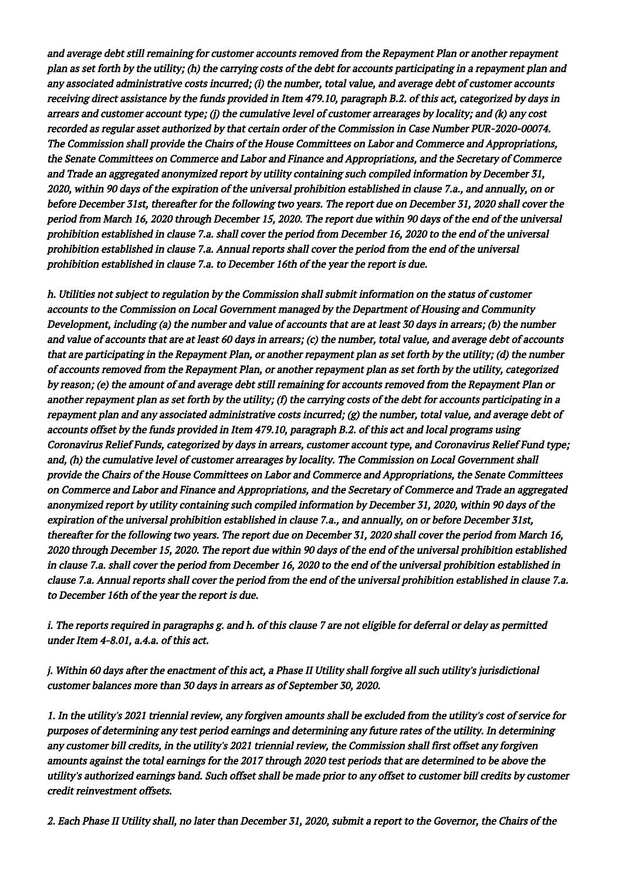*and average debt still remaining for customer accounts removed from the Repayment Plan or another repayment plan as set forth by the utility; (h) the carrying costs of the debt for accounts participating in a repayment plan and any associated administrative costs incurred; (i) the number, total value, and average debt of customer accounts receiving direct assistance by the funds provided in Item 479.10, paragraph B.2. of this act, categorized by days in arrears and customer account type; (j) the cumulative level of customer arrearages by locality; and (k) any cost recorded as regular asset authorized by that certain order of the Commission in Case Number PUR-2020-00074. The Commission shall provide the Chairs of the House Committees on Labor and Commerce and Appropriations, the Senate Committees on Commerce and Labor and Finance and Appropriations, and the Secretary of Commerce and Trade an aggregated anonymized report by utility containing such compiled information by December 31, 2020, within 90 days of the expiration of the universal prohibition established in clause 7.a., and annually, on or before December 31st, thereafter for the following two years. The report due on December 31, 2020 shall cover the period from March 16, 2020 through December 15, 2020. The report due within 90 days of the end of the universal prohibition established in clause 7.a. shall cover the period from December 16, 2020 to the end of the universal prohibition established in clause 7.a. Annual reports shall cover the period from the end of the universal prohibition established in clause 7.a. to December 16th of the year the report is due.*

*h. Utilities not subject to regulation by the Commission shall submit information on the status of customer accounts to the Commission on Local Government managed by the Department of Housing and Community Development, including (a) the number and value of accounts that are at least 30 days in arrears; (b) the number and value of accounts that are at least 60 days in arrears; (c) the number, total value, and average debt of accounts that are participating in the Repayment Plan, or another repayment plan as set forth by the utility; (d) the number of accounts removed from the Repayment Plan, or another repayment plan as set forth by the utility, categorized by reason; (e) the amount of and average debt still remaining for accounts removed from the Repayment Plan or another repayment plan as set forth by the utility; (f) the carrying costs of the debt for accounts participating in a repayment plan and any associated administrative costs incurred; (g) the number, total value, and average debt of accounts offset by the funds provided in Item 479.10, paragraph B.2. of this act and local programs using Coronavirus Relief Funds, categorized by days in arrears, customer account type, and Coronavirus Relief Fund type; and, (h) the cumulative level of customer arrearages by locality. The Commission on Local Government shall provide the Chairs of the House Committees on Labor and Commerce and Appropriations, the Senate Committees on Commerce and Labor and Finance and Appropriations, and the Secretary of Commerce and Trade an aggregated anonymized report by utility containing such compiled information by December 31, 2020, within 90 days of the expiration of the universal prohibition established in clause 7.a., and annually, on or before December 31st, thereafter for the following two years. The report due on December 31, 2020 shall cover the period from March 16, 2020 through December 15, 2020. The report due within 90 days of the end of the universal prohibition established in clause 7.a. shall cover the period from December 16, 2020 to the end of the universal prohibition established in clause 7.a. Annual reports shall cover the period from the end of the universal prohibition established in clause 7.a. to December 16th of the year the report is due.*

*i. The reports required in paragraphs g. and h. of this clause 7 are not eligible for deferral or delay as permitted under Item 4-8.01, a.4.a. of this act.*

*j. Within 60 days after the enactment of this act, a Phase II Utility shall forgive all such utility's jurisdictional customer balances more than 30 days in arrears as of September 30, 2020.*

*1. In the utility's 2021 triennial review, any forgiven amounts shall be excluded from the utility's cost of service for purposes of determining any test period earnings and determining any future rates of the utility. In determining any customer bill credits, in the utility's 2021 triennial review, the Commission shall first offset any forgiven amounts against the total earnings for the 2017 through 2020 test periods that are determined to be above the utility's authorized earnings band. Such offset shall be made prior to any offset to customer bill credits by customer credit reinvestment offsets.*

*2. Each Phase II Utility shall, no later than December 31, 2020, submit a report to the Governor, the Chairs of the*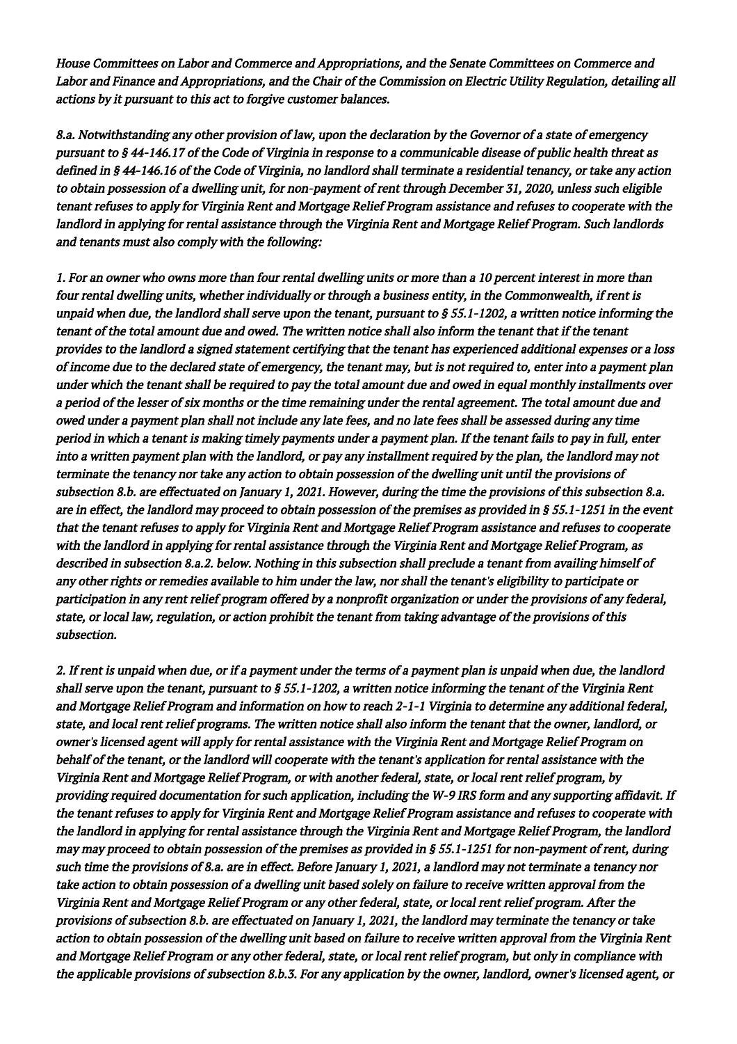*House Committees on Labor and Commerce and Appropriations, and the Senate Committees on Commerce and Labor and Finance and Appropriations, and the Chair of the Commission on Electric Utility Regulation, detailing all actions by it pursuant to this act to forgive customer balances.*

*8.a. Notwithstanding any other provision of law, upon the declaration by the Governor of a state of emergency pursuant to § 44-146.17 of the Code of Virginia in response to a communicable disease of public health threat as defined in § 44-146.16 of the Code of Virginia, no landlord shall terminate a residential tenancy, or take any action to obtain possession of a dwelling unit, for non-payment of rent through December 31, 2020, unless such eligible tenant refuses to apply for Virginia Rent and Mortgage Relief Program assistance and refuses to cooperate with the landlord in applying for rental assistance through the Virginia Rent and Mortgage Relief Program. Such landlords and tenants must also comply with the following:*

*1. For an owner who owns more than four rental dwelling units or more than a 10 percent interest in more than four rental dwelling units, whether individually or through a business entity, in the Commonwealth, if rent is unpaid when due, the landlord shall serve upon the tenant, pursuant to § 55.1-1202, a written notice informing the tenant of the total amount due and owed. The written notice shall also inform the tenant that if the tenant provides to the landlord a signed statement certifying that the tenant has experienced additional expenses or a loss of income due to the declared state of emergency, the tenant may, but is not required to, enter into a payment plan under which the tenant shall be required to pay the total amount due and owed in equal monthly installments over a period of the lesser of six months or the time remaining under the rental agreement. The total amount due and owed under a payment plan shall not include any late fees, and no late fees shall be assessed during any time period in which a tenant is making timely payments under a payment plan. If the tenant fails to pay in full, enter into a written payment plan with the landlord, or pay any installment required by the plan, the landlord may not terminate the tenancy nor take any action to obtain possession of the dwelling unit until the provisions of subsection 8.b. are effectuated on January 1, 2021. However, during the time the provisions of this subsection 8.a. are in effect, the landlord may proceed to obtain possession of the premises as provided in § 55.1-1251 in the event that the tenant refuses to apply for Virginia Rent and Mortgage Relief Program assistance and refuses to cooperate with the landlord in applying for rental assistance through the Virginia Rent and Mortgage Relief Program, as described in subsection 8.a.2. below. Nothing in this subsection shall preclude a tenant from availing himself of any other rights or remedies available to him under the law, nor shall the tenant's eligibility to participate or participation in any rent relief program offered by a nonprofit organization or under the provisions of any federal, state, or local law, regulation, or action prohibit the tenant from taking advantage of the provisions of this subsection.*

*2. If rent is unpaid when due, or if a payment under the terms of a payment plan is unpaid when due, the landlord shall serve upon the tenant, pursuant to § 55.1-1202, a written notice informing the tenant of the Virginia Rent and Mortgage Relief Program and information on how to reach 2-1-1 Virginia to determine any additional federal, state, and local rent relief programs. The written notice shall also inform the tenant that the owner, landlord, or owner's licensed agent will apply for rental assistance with the Virginia Rent and Mortgage Relief Program on behalf of the tenant, or the landlord will cooperate with the tenant's application for rental assistance with the Virginia Rent and Mortgage Relief Program, or with another federal, state, or local rent relief program, by providing required documentation for such application, including the W-9 IRS form and any supporting affidavit. If the tenant refuses to apply for Virginia Rent and Mortgage Relief Program assistance and refuses to cooperate with the landlord in applying for rental assistance through the Virginia Rent and Mortgage Relief Program, the landlord may may proceed to obtain possession of the premises as provided in § 55.1-1251 for non-payment of rent, during such time the provisions of 8.a. are in effect. Before January 1, 2021, a landlord may not terminate a tenancy nor take action to obtain possession of a dwelling unit based solely on failure to receive written approval from the Virginia Rent and Mortgage Relief Program or any other federal, state, or local rent relief program. After the provisions of subsection 8.b. are effectuated on January 1, 2021, the landlord may terminate the tenancy or take action to obtain possession of the dwelling unit based on failure to receive written approval from the Virginia Rent and Mortgage Relief Program or any other federal, state, or local rent relief program, but only in compliance with the applicable provisions of subsection 8.b.3. For any application by the owner, landlord, owner's licensed agent, or*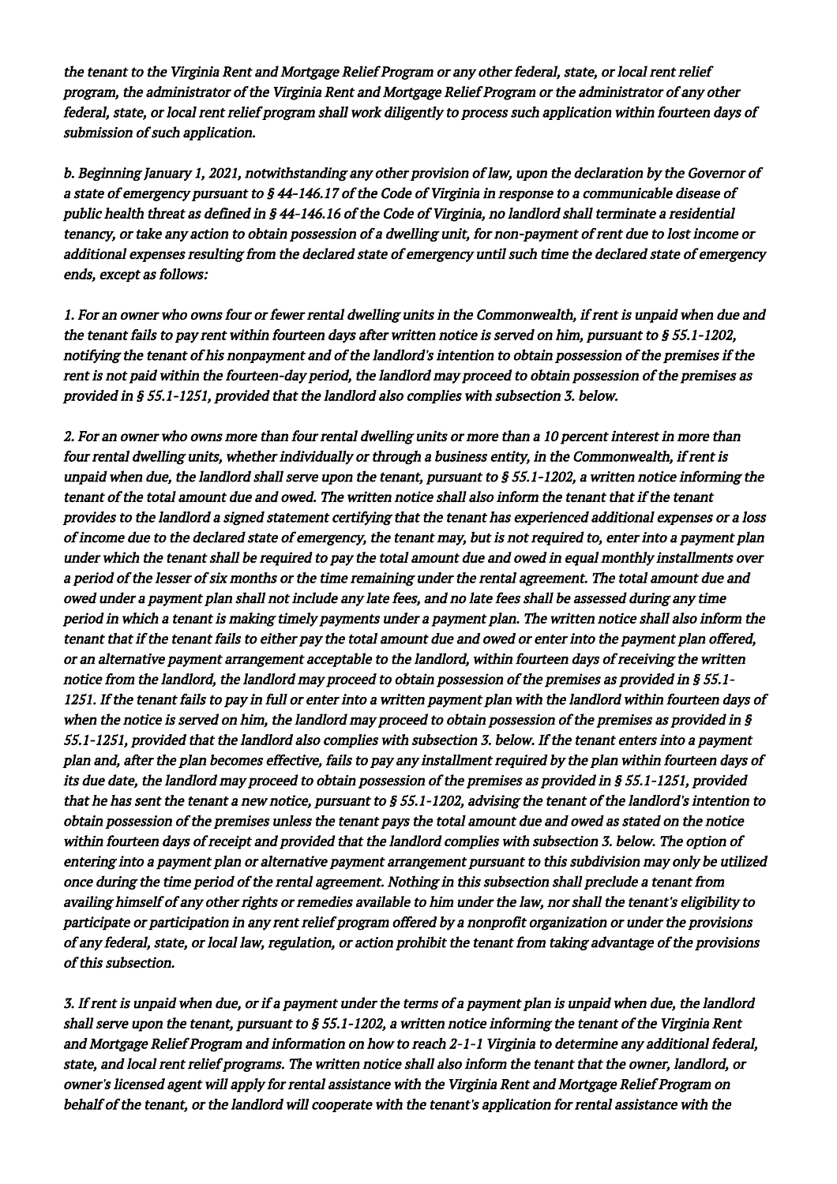*the tenant to the Virginia Rent and Mortgage Relief Program or any other federal, state, or local rent relief program, the administrator of the Virginia Rent and Mortgage Relief Program or the administrator of any other federal, state, or local rent relief program shall work diligently to process such application within fourteen days of submission of such application.*

*b. Beginning January 1, 2021, notwithstanding any other provision of law, upon the declaration by the Governor of a state of emergency pursuant to § 44-146.17 of the Code of Virginia in response to a communicable disease of public health threat as defined in § 44-146.16 of the Code of Virginia, no landlord shall terminate a residential tenancy, or take any action to obtain possession of a dwelling unit, for non-payment of rent due to lost income or additional expenses resulting from the declared state of emergency until such time the declared state of emergency ends, except as follows:*

*1. For an owner who owns four or fewer rental dwelling units in the Commonwealth, if rent is unpaid when due and the tenant fails to pay rent within fourteen days after written notice is served on him, pursuant to § 55.1-1202, notifying the tenant of his nonpayment and of the landlord's intention to obtain possession of the premises if the rent is not paid within the fourteen-day period, the landlord may proceed to obtain possession of the premises as provided in § 55.1-1251, provided that the landlord also complies with subsection 3. below.*

*2. For an owner who owns more than four rental dwelling units or more than a 10 percent interest in more than four rental dwelling units, whether individually or through a business entity, in the Commonwealth, if rent is unpaid when due, the landlord shall serve upon the tenant, pursuant to § 55.1-1202, a written notice informing the tenant of the total amount due and owed. The written notice shall also inform the tenant that if the tenant provides to the landlord a signed statement certifying that the tenant has experienced additional expenses or a loss of income due to the declared state of emergency, the tenant may, but is not required to, enter into a payment plan under which the tenant shall be required to pay the total amount due and owed in equal monthly installments over a period of the lesser of six months or the time remaining under the rental agreement. The total amount due and owed under a payment plan shall not include any late fees, and no late fees shall be assessed during any time period in which a tenant is making timely payments under a payment plan. The written notice shall also inform the tenant that if the tenant fails to either pay the total amount due and owed or enter into the payment plan offered, or an alternative payment arrangement acceptable to the landlord, within fourteen days of receiving the written notice from the landlord, the landlord may proceed to obtain possession of the premises as provided in § 55.1-1251. If the tenant fails to pay in full or enter into a written payment plan with the landlord within fourteen days of when the notice is served on him, the landlord may proceed to obtain possession of the premises as provided in § 55.1-1251, provided that the landlord also complies with subsection 3. below. If the tenant enters into a payment plan and, after the plan becomes effective, fails to pay any installment required by the plan within fourteen days of its due date, the landlord may proceed to obtain possession of the premises as provided in § 55.1-1251, provided that he has sent the tenant a new notice, pursuant to § 55.1-1202, advising the tenant of the landlord's intention to obtain possession of the premises unless the tenant pays the total amount due and owed as stated on the notice within fourteen days of receipt and provided that the landlord complies with subsection 3. below. The option of entering into a payment plan or alternative payment arrangement pursuant to this subdivision may only be utilized once during the time period of the rental agreement. Nothing in this subsection shall preclude a tenant from availing himself of any other rights or remedies available to him under the law, nor shall the tenant's eligibility to participate or participation in any rent relief program offered by a nonprofit organization or under the provisions of any federal, state, or local law, regulation, or action prohibit the tenant from taking advantage of the provisions of this subsection.*

*3. If rent is unpaid when due, or if a payment under the terms of a payment plan is unpaid when due, the landlord shall serve upon the tenant, pursuant to § 55.1-1202, a written notice informing the tenant of the Virginia Rent and Mortgage Relief Program and information on how to reach 2-1-1 Virginia to determine any additional federal, state, and local rent relief programs. The written notice shall also inform the tenant that the owner, landlord, or owner's licensed agent will apply for rental assistance with the Virginia Rent and Mortgage Relief Program on behalf of the tenant, or the landlord will cooperate with the tenant's application for rental assistance with the*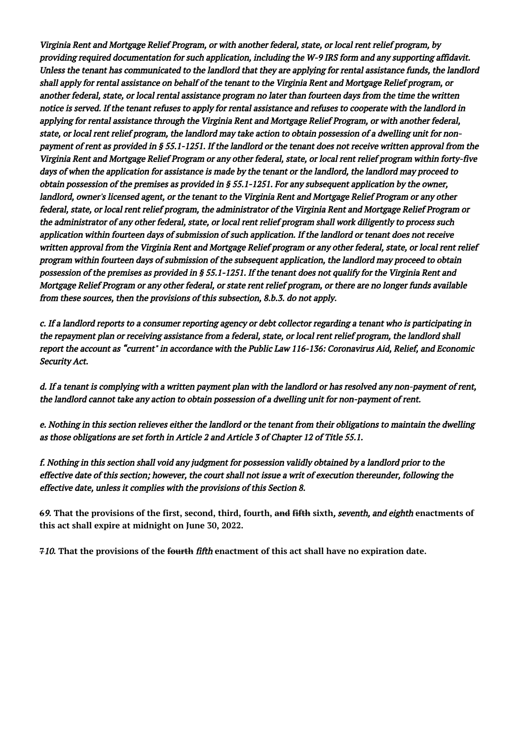*Virginia Rent and Mortgage Relief Program, or with another federal, state, or local rent relief program, by providing required documentation for such application, including the W-9 IRS form and any supporting affidavit. Unless the tenant has communicated to the landlord that they are applying for rental assistance funds, the landlord shall apply for rental assistance on behalf of the tenant to the Virginia Rent and Mortgage Relief program, or another federal, state, or local rental assistance program no later than fourteen days from the time the written notice is served. If the tenant refuses to apply for rental assistance and refuses to cooperate with the landlord in applying for rental assistance through the Virginia Rent and Mortgage Relief Program, or with another federal, state, or local rent relief program, the landlord may take action to obtain possession of a dwelling unit for non-payment of rent as provided in § 55.1-1251. If the landlord or the tenant does not receive written approval from the Virginia Rent and Mortgage Relief Program or any other federal, state, or local rent relief program within forty-five days of when the application for assistance is made by the tenant or the landlord, the landlord may proceed to obtain possession of the premises as provided in § 55.1-1251. For any subsequent application by the owner, landlord, owner's licensed agent, or the tenant to the Virginia Rent and Mortgage Relief Program or any other federal, state, or local rent relief program, the administrator of the Virginia Rent and Mortgage Relief Program or the administrator of any other federal, state, or local rent relief program shall work diligently to process such application within fourteen days of submission of such application. If the landlord or tenant does not receive written approval from the Virginia Rent and Mortgage Relief program or any other federal, state, or local rent relief program within fourteen days of submission of the subsequent application, the landlord may proceed to obtain possession of the premises as provided in § 55.1-1251. If the tenant does not qualify for the Virginia Rent and Mortgage Relief Program or any other federal, or state rent relief program, or there are no longer funds available from these sources, then the provisions of this subsection, 8.b.3. do not apply.*

*c. If a landlord reports to a consumer reporting agency or debt collector regarding a tenant who is participating in the repayment plan or receiving assistance from a federal, state, or local rent relief program, the landlord shall report the account as "current" in accordance with the Public Law 116-136: Coronavirus Aid, Relief, and Economic Security Act.*

*d. If a tenant is complying with a written payment plan with the landlord or has resolved any non-payment of rent, the landlord cannot take any action to obtain possession of a dwelling unit for non-payment of rent.*

*e. Nothing in this section relieves either the landlord or the tenant from their obligations to maintain the dwelling as those obligations are set forth in Article 2 and Article 3 of Chapter 12 of Title 55.1.*

*f. Nothing in this section shall void any judgment for possession validly obtained by a landlord prior to the effective date of this section; however, the court shall not issue a writ of execution thereunder, following the effective date, unless it complies with the provisions of this Section 8.*

**~~6~~*9*. That the provisions of the first, second, third, fourth, ~~and fifth~~ sixth*, seventh, and eighth* enactments of this act shall expire at midnight on June 30, 2022.**

**~~7~~*10*. That the provisions of the ~~fourth~~ *fifth* enactment of this act shall have no expiration date.**